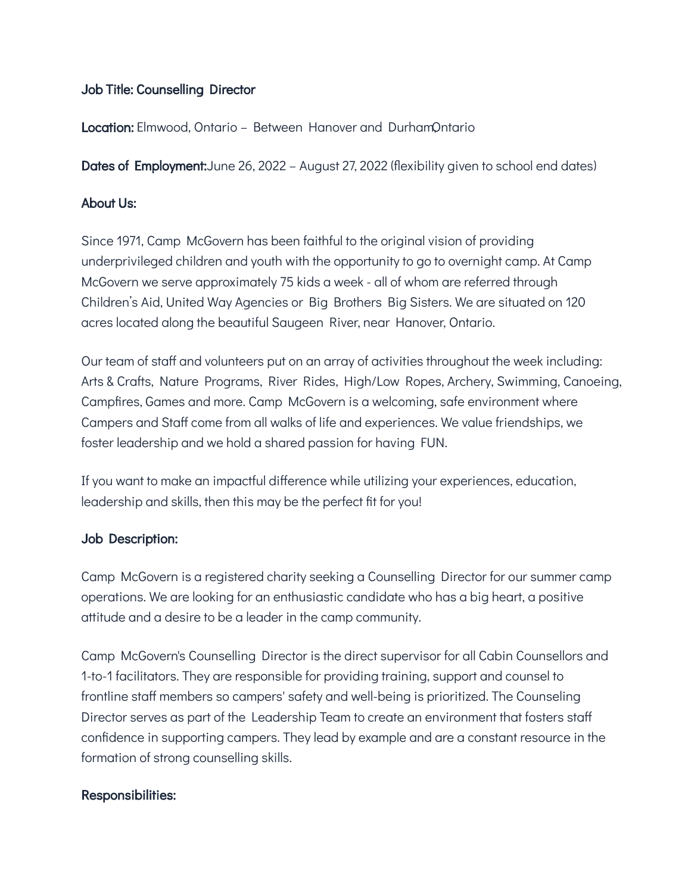**Job Title: Counselling Director**

**Location:** Elmwood, Ontario – Between Hanover and Durham Ontario

**Dates of Employment:** June 26, 2022 – August 27, 2022 (flexibility given to school end dates)

**About Us:**

Since 1971, Camp McGovern has been faithful to the original vision of providing underprivileged children and youth with the opportunity to go to overnight camp. At Camp McGovern we serve approximately 75 kids a week - all of whom are referred through Children's Aid, United Way Agencies or Big Brothers Big Sisters. We are situated on 120 acres located along the beautiful Saugeen River, near Hanover, Ontario.

Our team of staff and volunteers put on an array of activities throughout the week including: Arts & Crafts, Nature Programs, River Rides, High/Low Ropes, Archery, Swimming, Canoeing, Campfires, Games and more. Camp McGovern is a welcoming, safe environment where Campers and Staff come from all walks of life and experiences. We value friendships, we foster leadership and we hold a shared passion for having FUN.

If you want to make an impactful difference while utilizing your experiences, education, leadership and skills, then this may be the perfect fit for you!

**Job Description:**

Camp McGovern is a registered charity seeking a Counselling Director for our summer camp operations. We are looking for an enthusiastic candidate who has a big heart, a positive attitude and a desire to be a leader in the camp community.

Camp McGovern's Counselling Director is the direct supervisor for all Cabin Counsellors and 1-to-1 facilitators. They are responsible for providing training, support and counsel to frontline staff members so campers' safety and well-being is prioritized. The Counseling Director serves as part of the Leadership Team to create an environment that fosters staff confidence in supporting campers. They lead by example and are a constant resource in the formation of strong counselling skills.

**Responsibilities:**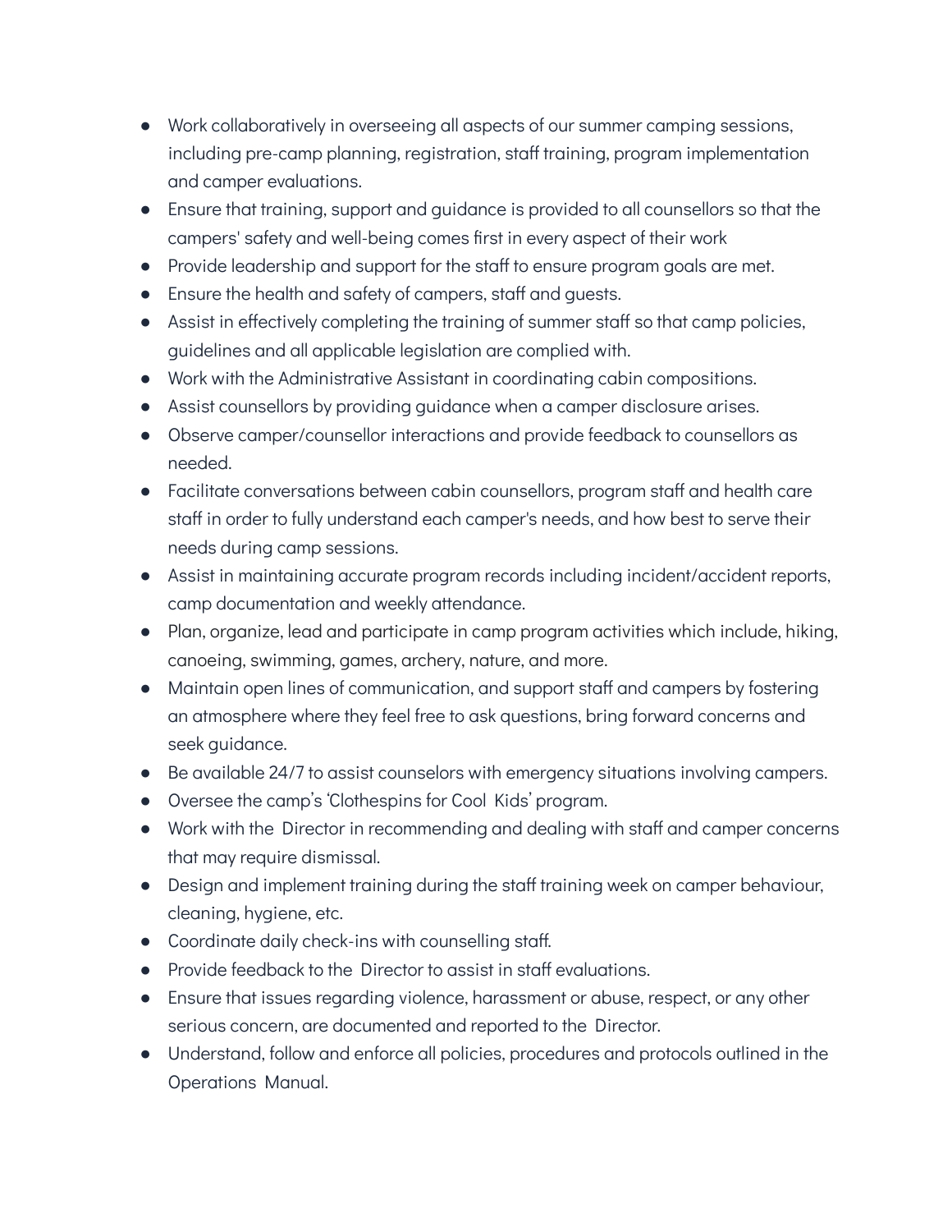- Work collaboratively in overseeing all aspects of our summer camping sessions, including pre-camp planning, registration, staff training, program implementation and camper evaluations.
- Ensure that training, support and guidance is provided to all counsellors so that the campers' safety and well-being comes first in every aspect of their work
- Provide leadership and support for the staff to ensure program goals are met.
- Ensure the health and safety of campers, staff and guests.
- Assist in effectively completing the training of summer staff so that camp policies, guidelines and all applicable legislation are complied with.
- Work with the Administrative Assistant in coordinating cabin compositions.
- Assist counsellors by providing guidance when a camper disclosure arises.
- Observe camper/counsellor interactions and provide feedback to counsellors as needed.
- Facilitate conversations between cabin counsellors, program staff and health care staff in order to fully understand each camper's needs, and how best to serve their needs during camp sessions.
- Assist in maintaining accurate program records including incident/accident reports, camp documentation and weekly attendance.
- Plan, organize, lead and participate in camp program activities which include, hiking, canoeing, swimming, games, archery, nature, and more.
- Maintain open lines of communication, and support staff and campers by fostering an atmosphere where they feel free to ask questions, bring forward concerns and seek guidance.
- Be available 24/7 to assist counselors with emergency situations involving campers.
- Oversee the camp's 'Clothespins for Cool Kids' program.
- Work with the Director in recommending and dealing with staff and camper concerns that may require dismissal.
- Design and implement training during the staff training week on camper behaviour, cleaning, hygiene, etc.
- Coordinate daily check-ins with counselling staff.
- Provide feedback to the Director to assist in staff evaluations.
- Ensure that issues regarding violence, harassment or abuse, respect, or any other serious concern, are documented and reported to the Director.
- Understand, follow and enforce all policies, procedures and protocols outlined in the Operations Manual.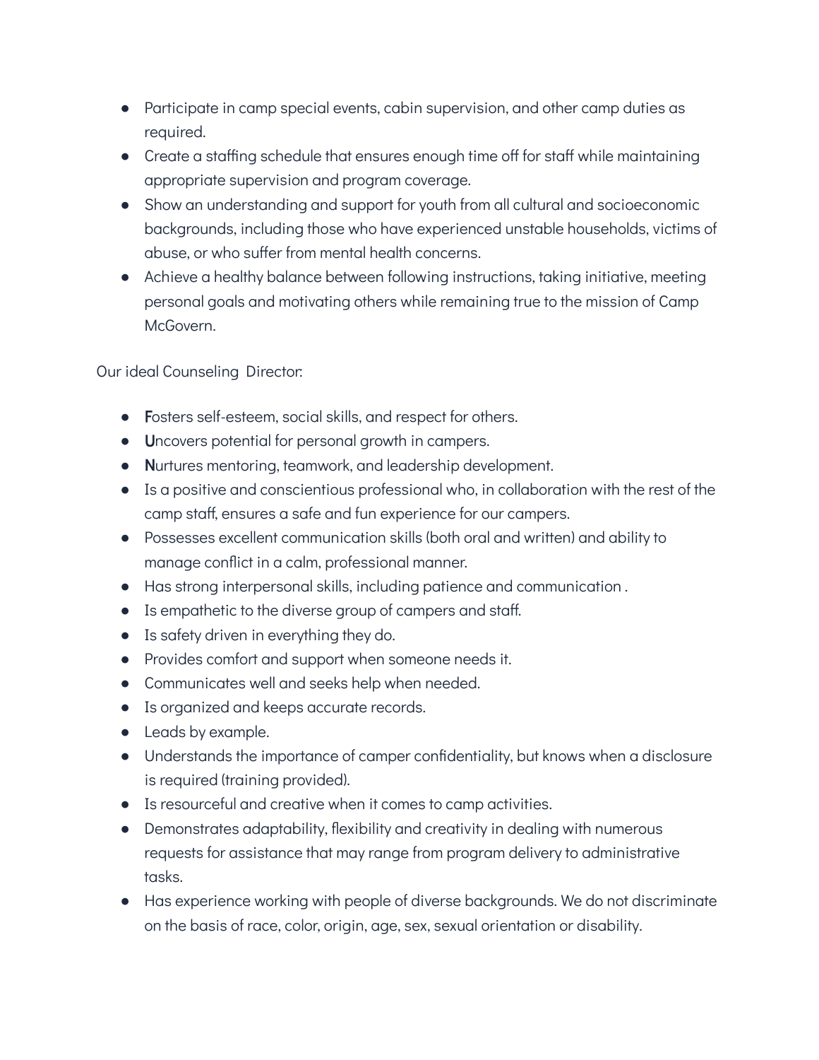- Participate in camp special events, cabin supervision, and other camp duties as required.
- Create a staffing schedule that ensures enough time off for staff while maintaining appropriate supervision and program coverage.
- Show an understanding and support for youth from all cultural and socioeconomic backgrounds, including those who have experienced unstable households, victims of abuse, or who suffer from mental health concerns.
- Achieve a healthy balance between following instructions, taking initiative, meeting personal goals and motivating others while remaining true to the mission of Camp McGovern.

Our ideal Counseling Director:

- **F**osters self-esteem, social skills, and respect for others.
- **U**ncovers potential for personal growth in campers.
- **N**urtures mentoring, teamwork, and leadership development.
- Is a positive and conscientious professional who, in collaboration with the rest of the camp staff, ensures a safe and fun experience for our campers.
- Possesses excellent communication skills (both oral and written) and ability to manage conflict in a calm, professional manner.
- Has strong interpersonal skills, including patience and communication .
- Is empathetic to the diverse group of campers and staff.
- Is safety driven in everything they do.
- Provides comfort and support when someone needs it.
- Communicates well and seeks help when needed.
- Is organized and keeps accurate records.
- Leads by example.
- Understands the importance of camper confidentiality, but knows when a disclosure is required (training provided).
- Is resourceful and creative when it comes to camp activities.
- Demonstrates adaptability, flexibility and creativity in dealing with numerous requests for assistance that may range from program delivery to administrative tasks.
- Has experience working with people of diverse backgrounds. We do not discriminate on the basis of race, color, origin, age, sex, sexual orientation or disability.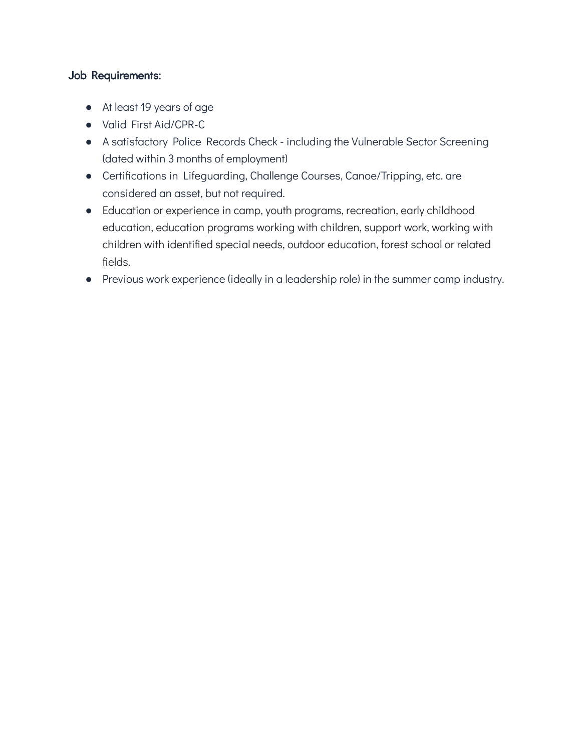**Job Requirements:**

- At least 19 years of age
- Valid First Aid/CPR-C
- A satisfactory Police Records Check - including the Vulnerable Sector Screening (dated within 3 months of employment)
- Certifications in Lifeguarding, Challenge Courses, Canoe/Tripping, etc. are considered an asset, but not required.
- Education or experience in camp, youth programs, recreation, early childhood education, education programs working with children, support work, working with children with identified special needs, outdoor education, forest school or related fields.
- Previous work experience (ideally in a leadership role) in the summer camp industry.